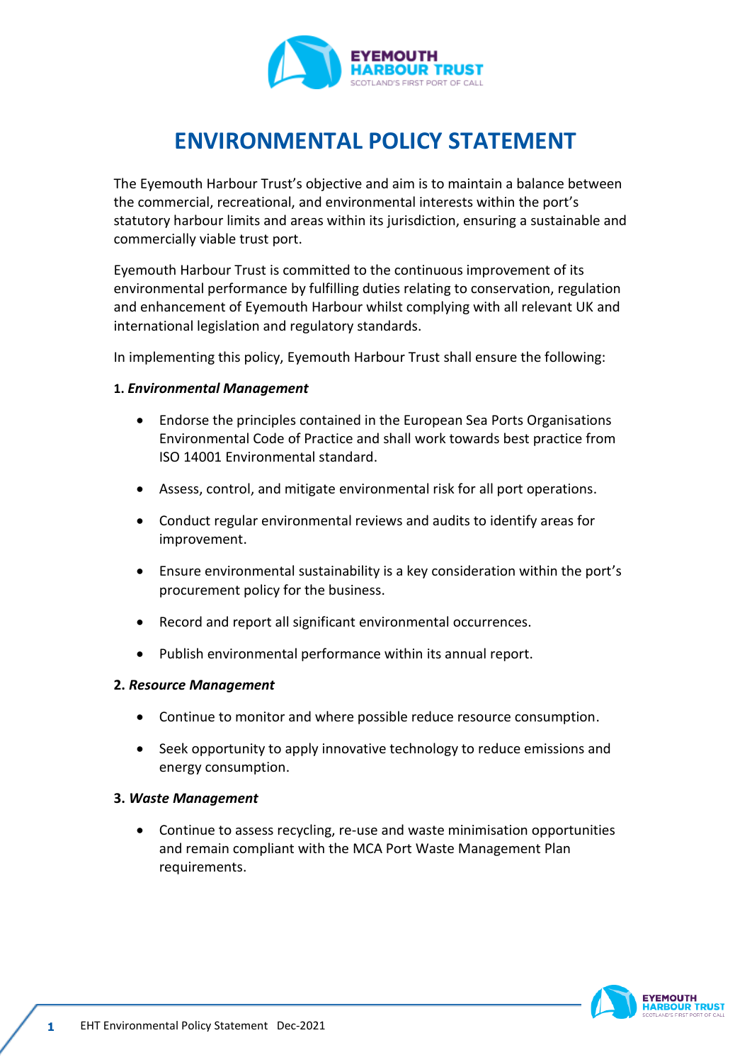# ENVIRONMENTAL POLICY STATEMENT

The Eyemouth Harbour Trust's objective and aim is to maintain a balance between the commercial, recreational, and environmental interests within the port's statutory harbour limits and areas within its jurisdiction, ensuring a sustainable and commercially viable trust port.

Eyemouth Harbour Trust is committed to the continuous improvement of its environmental performance by fulfilling duties relating to conservation, regulation and enhancement of Eyemouth Harbour whilst complying with all relevant UK and international legislation and regulatory standards.

In implementing this policy, Eyemouth Harbour Trust shall ensure the following:

**1. *Environmental Management***

- Endorse the principles contained in the European Sea Ports Organisations Environmental Code of Practice and shall work towards best practice from ISO 14001 Environmental standard.
- Assess, control, and mitigate environmental risk for all port operations.
- Conduct regular environmental reviews and audits to identify areas for improvement.
- Ensure environmental sustainability is a key consideration within the port's procurement policy for the business.
- Record and report all significant environmental occurrences.
- Publish environmental performance within its annual report.

**2. *Resource Management***

- Continue to monitor and where possible reduce resource consumption.
- Seek opportunity to apply innovative technology to reduce emissions and energy consumption.

**3. *Waste Management***

- Continue to assess recycling, re-use and waste minimisation opportunities and remain compliant with the MCA Port Waste Management Plan requirements.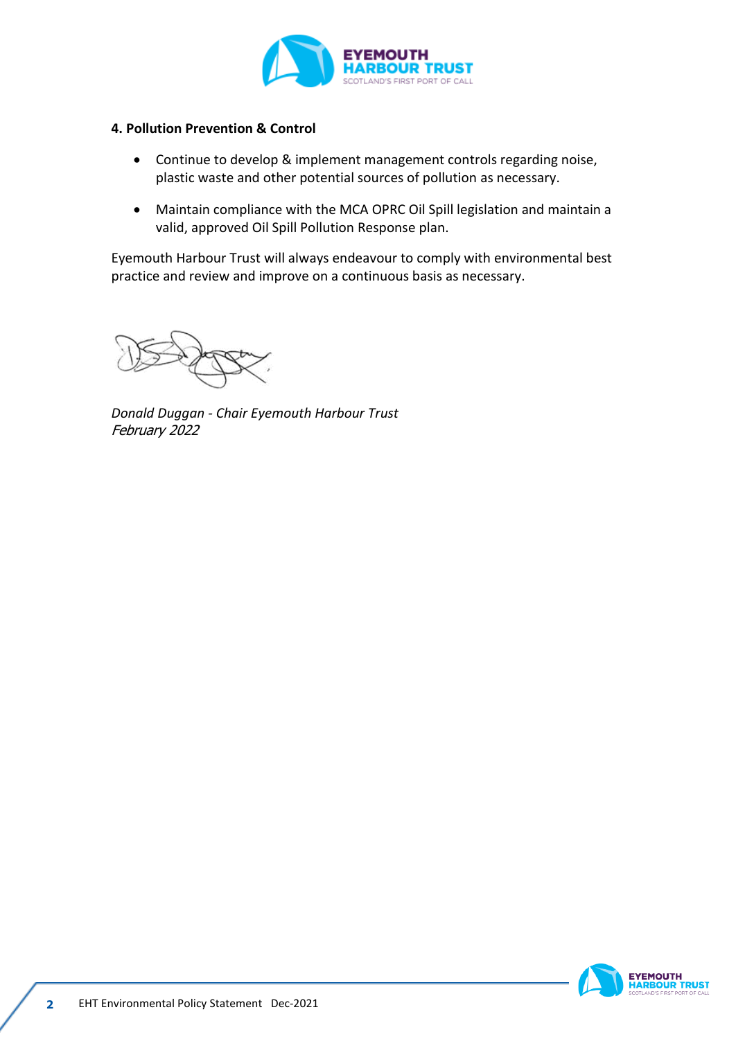**4. Pollution Prevention & Control**

- Continue to develop & implement management controls regarding noise, plastic waste and other potential sources of pollution as necessary.
- Maintain compliance with the MCA OPRC Oil Spill legislation and maintain a valid, approved Oil Spill Pollution Response plan.

Eyemouth Harbour Trust will always endeavour to comply with environmental best practice and review and improve on a continuous basis as necessary.

*Donald Duggan - Chair Eyemouth Harbour Trust*
*February 2022*